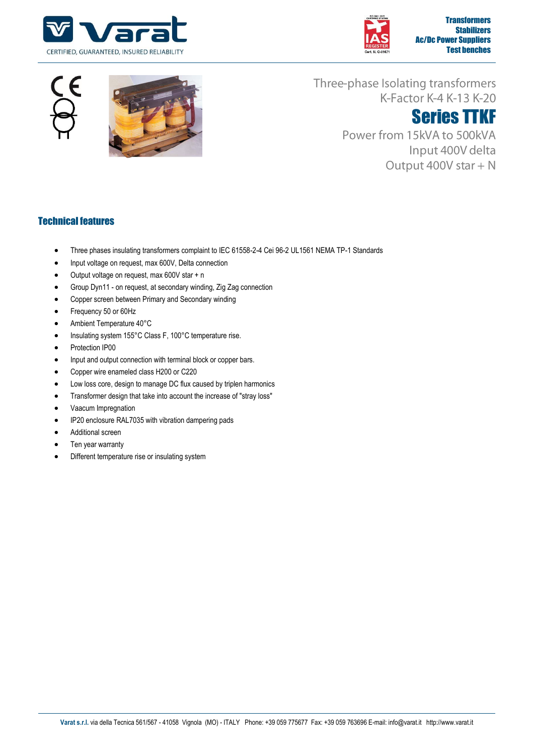Varat

CERTIFIED, GUARANTEED, INSURED RELIABILITY

Transformers
Stabilizers
Ac/Dc Power Suppliers
Test benches

Three-phase Isolating transformers
K-Factor K-4 K-13 K-20

# Series TTKF

Power from 15kVA to 500kVA
Input 400V delta
Output 400V star + N

## Technical features

- Three phases insulating transformers complaint to IEC 61558-2-4 Cei 96-2 UL1561 NEMA TP-1 Standards
- Input voltage on request, max 600V, Delta connection
- Output voltage on request, max 600V star + n
- Group Dyn11 - on request, at secondary winding, Zig Zag connection
- Copper screen between Primary and Secondary winding
- Frequency 50 or 60Hz
- Ambient Temperature 40°C
- Insulating system 155°C Class F, 100°C temperature rise.
- Protection IP00
- Input and output connection with terminal block or copper bars.
- Copper wire enameled class H200 or C220
- Low loss core, design to manage DC flux caused by triplen harmonics
- Transformer design that take into account the increase of "stray loss"
- Vaacum Impregnation
- IP20 enclosure RAL7035 with vibration dampering pads
- Additional screen
- Ten year warranty
- Different temperature rise or insulating system

**Varat s.r.l.** via della Tecnica 561/567 - 41058 Vignola (MO) - ITALY Phone: +39 059 775677 Fax: +39 059 763696 E-mail: info@varat.it http://www.varat.it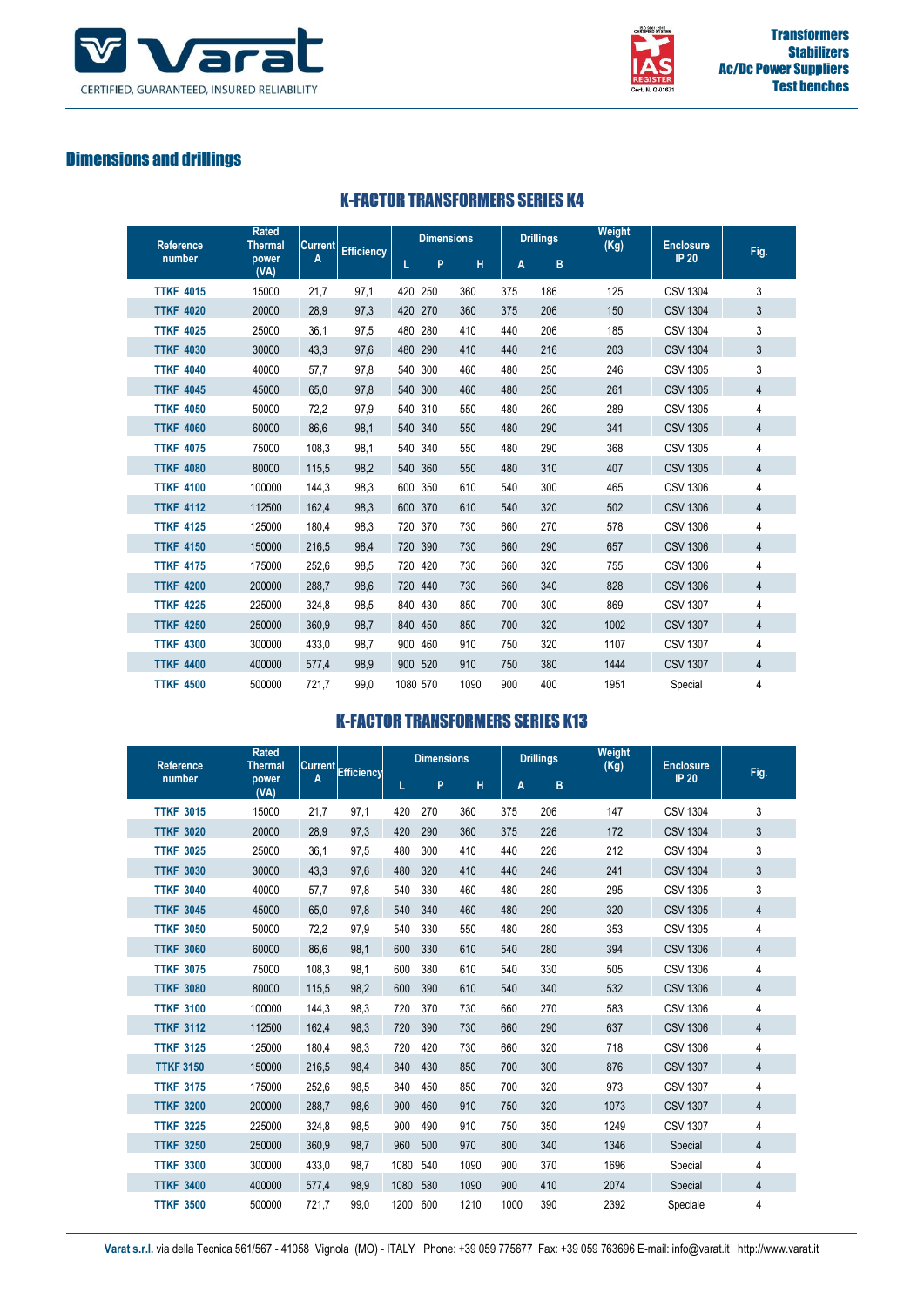## Dimensions and drillings

### K-FACTOR TRANSFORMERS SERIES K4

| Reference number | Rated Thermal power (VA) | Current A | Efficiency | Dimensions | | | Drillings | | Weight (Kg) | Enclosure IP 20 | Fig. |
|---|---|---|---|---|---|---|---|---|---|---|---|
| | | | | L | P | H | A | B | | | |
| TTKF 4015 | 15000 | 21,7 | 97,1 | 420 | 250 | 360 | 375 | 186 | 125 | CSV 1304 | 3 |
| TTKF 4020 | 20000 | 28,9 | 97,3 | 420 | 270 | 360 | 375 | 206 | 150 | CSV 1304 | 3 |
| TTKF 4025 | 25000 | 36,1 | 97,5 | 480 | 280 | 410 | 440 | 206 | 185 | CSV 1304 | 3 |
| TTKF 4030 | 30000 | 43,3 | 97,6 | 480 | 290 | 410 | 440 | 216 | 203 | CSV 1304 | 3 |
| TTKF 4040 | 40000 | 57,7 | 97,8 | 540 | 300 | 460 | 480 | 250 | 246 | CSV 1305 | 3 |
| TTKF 4045 | 45000 | 65,0 | 97,8 | 540 | 300 | 460 | 480 | 250 | 261 | CSV 1305 | 4 |
| TTKF 4050 | 50000 | 72,2 | 97,9 | 540 | 310 | 550 | 480 | 260 | 289 | CSV 1305 | 4 |
| TTKF 4060 | 60000 | 86,6 | 98,1 | 540 | 340 | 550 | 480 | 290 | 341 | CSV 1305 | 4 |
| TTKF 4075 | 75000 | 108,3 | 98,1 | 540 | 340 | 550 | 480 | 290 | 368 | CSV 1305 | 4 |
| TTKF 4080 | 80000 | 115,5 | 98,2 | 540 | 360 | 550 | 480 | 310 | 407 | CSV 1305 | 4 |
| TTKF 4100 | 100000 | 144,3 | 98,3 | 600 | 350 | 610 | 540 | 300 | 465 | CSV 1306 | 4 |
| TTKF 4112 | 112500 | 162,4 | 98,3 | 600 | 370 | 610 | 540 | 320 | 502 | CSV 1306 | 4 |
| TTKF 4125 | 125000 | 180,4 | 98,3 | 720 | 370 | 730 | 660 | 270 | 578 | CSV 1306 | 4 |
| TTKF 4150 | 150000 | 216,5 | 98,4 | 720 | 390 | 730 | 660 | 290 | 657 | CSV 1306 | 4 |
| TTKF 4175 | 175000 | 252,6 | 98,5 | 720 | 420 | 730 | 660 | 320 | 755 | CSV 1306 | 4 |
| TTKF 4200 | 200000 | 288,7 | 98,6 | 720 | 440 | 730 | 660 | 340 | 828 | CSV 1306 | 4 |
| TTKF 4225 | 225000 | 324,8 | 98,5 | 840 | 430 | 850 | 700 | 300 | 869 | CSV 1307 | 4 |
| TTKF 4250 | 250000 | 360,9 | 98,7 | 840 | 450 | 850 | 700 | 320 | 1002 | CSV 1307 | 4 |
| TTKF 4300 | 300000 | 433,0 | 98,7 | 900 | 460 | 910 | 750 | 320 | 1107 | CSV 1307 | 4 |
| TTKF 4400 | 400000 | 577,4 | 98,9 | 900 | 520 | 910 | 750 | 380 | 1444 | CSV 1307 | 4 |
| TTKF 4500 | 500000 | 721,7 | 99,0 | 1080 | 570 | 1090 | 900 | 400 | 1951 | Special | 4 |

### K-FACTOR TRANSFORMERS SERIES K13

| Reference number | Rated Thermal power (VA) | Current A | Efficiency | Dimensions | | | Drillings | | Weight (Kg) | Enclosure IP 20 | Fig. |
|---|---|---|---|---|---|---|---|---|---|---|---|
| | | | | L | P | H | A | B | | | |
| TTKF 3015 | 15000 | 21,7 | 97,1 | 420 | 270 | 360 | 375 | 206 | 147 | CSV 1304 | 3 |
| TTKF 3020 | 20000 | 28,9 | 97,3 | 420 | 290 | 360 | 375 | 226 | 172 | CSV 1304 | 3 |
| TTKF 3025 | 25000 | 36,1 | 97,5 | 480 | 300 | 410 | 440 | 226 | 212 | CSV 1304 | 3 |
| TTKF 3030 | 30000 | 43,3 | 97,6 | 480 | 320 | 410 | 440 | 246 | 241 | CSV 1304 | 3 |
| TTKF 3040 | 40000 | 57,7 | 97,8 | 540 | 330 | 460 | 480 | 280 | 295 | CSV 1305 | 3 |
| TTKF 3045 | 45000 | 65,0 | 97,8 | 540 | 340 | 460 | 480 | 290 | 320 | CSV 1305 | 4 |
| TTKF 3050 | 50000 | 72,2 | 97,9 | 540 | 330 | 550 | 480 | 280 | 353 | CSV 1305 | 4 |
| TTKF 3060 | 60000 | 86,6 | 98,1 | 600 | 330 | 610 | 540 | 280 | 394 | CSV 1306 | 4 |
| TTKF 3075 | 75000 | 108,3 | 98,1 | 600 | 380 | 610 | 540 | 330 | 505 | CSV 1306 | 4 |
| TTKF 3080 | 80000 | 115,5 | 98,2 | 600 | 390 | 610 | 540 | 340 | 532 | CSV 1306 | 4 |
| TTKF 3100 | 100000 | 144,3 | 98,3 | 720 | 370 | 730 | 660 | 270 | 583 | CSV 1306 | 4 |
| TTKF 3112 | 112500 | 162,4 | 98,3 | 720 | 390 | 730 | 660 | 290 | 637 | CSV 1306 | 4 |
| TTKF 3125 | 125000 | 180,4 | 98,3 | 720 | 420 | 730 | 660 | 320 | 718 | CSV 1306 | 4 |
| TTKF 3150 | 150000 | 216,5 | 98,4 | 840 | 430 | 850 | 700 | 300 | 876 | CSV 1307 | 4 |
| TTKF 3175 | 175000 | 252,6 | 98,5 | 840 | 450 | 850 | 700 | 320 | 973 | CSV 1307 | 4 |
| TTKF 3200 | 200000 | 288,7 | 98,6 | 900 | 460 | 910 | 750 | 320 | 1073 | CSV 1307 | 4 |
| TTKF 3225 | 225000 | 324,8 | 98,5 | 900 | 490 | 910 | 750 | 350 | 1249 | CSV 1307 | 4 |
| TTKF 3250 | 250000 | 360,9 | 98,7 | 960 | 500 | 970 | 800 | 340 | 1346 | Special | 4 |
| TTKF 3300 | 300000 | 433,0 | 98,7 | 1080 | 540 | 1090 | 900 | 370 | 1696 | Special | 4 |
| TTKF 3400 | 400000 | 577,4 | 98,9 | 1080 | 580 | 1090 | 900 | 410 | 2074 | Special | 4 |
| TTKF 3500 | 500000 | 721,7 | 99,0 | 1200 | 600 | 1210 | 1000 | 390 | 2392 | Speciale | 4 |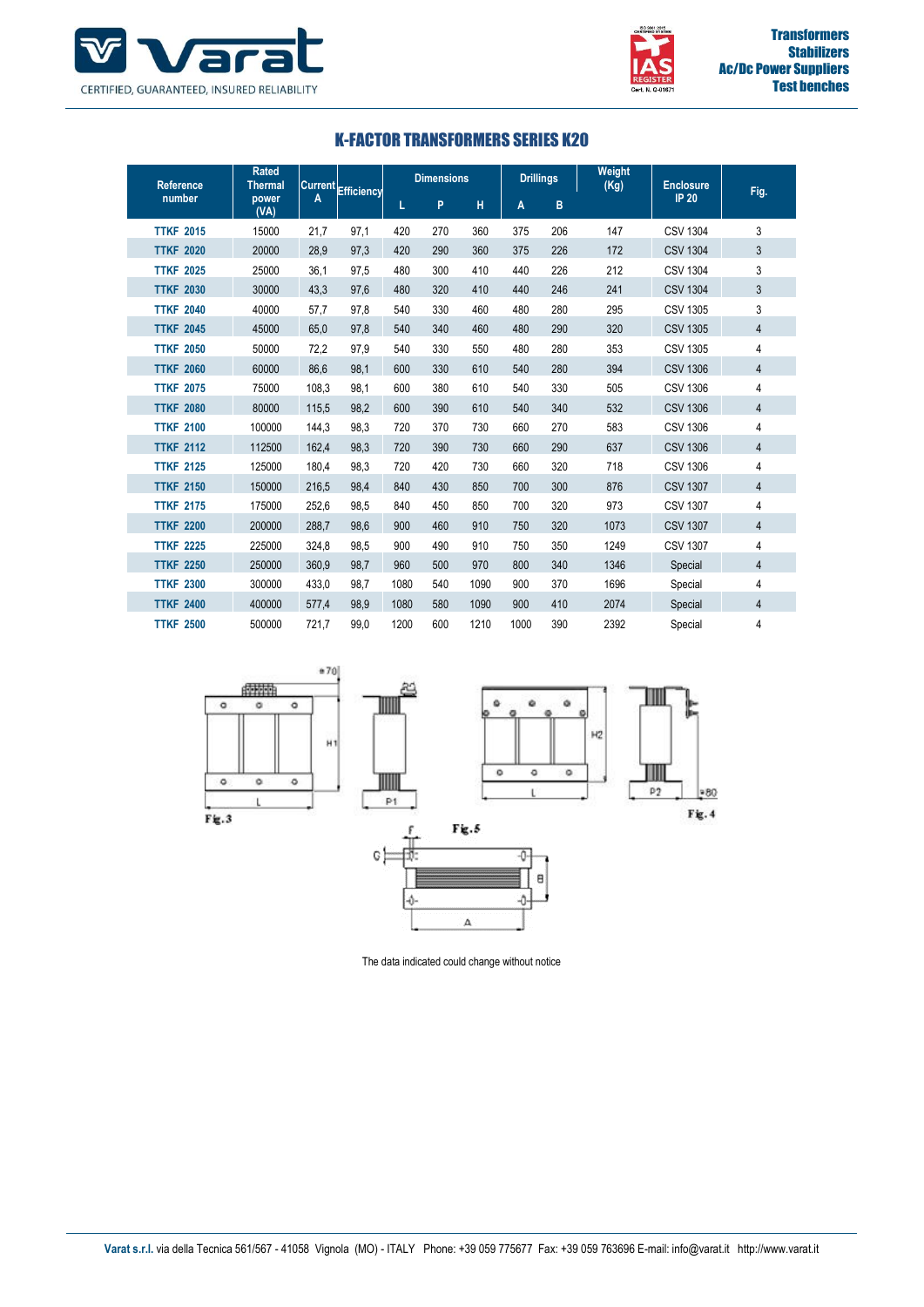## K-FACTOR TRANSFORMERS SERIES K20

| Reference number | Rated Thermal power (VA) | Current A | Efficiency | Dimensions | | | Drillings | | Weight (Kg) | Enclosure IP 20 | Fig. |
|---|---|---|---|---|---|---|---|---|---|---|---|
| | | | | L | P | H | A | B | | | |
| TTKF 2015 | 15000 | 21,7 | 97,1 | 420 | 270 | 360 | 375 | 206 | 147 | CSV 1304 | 3 |
| TTKF 2020 | 20000 | 28,9 | 97,3 | 420 | 290 | 360 | 375 | 226 | 172 | CSV 1304 | 3 |
| TTKF 2025 | 25000 | 36,1 | 97,5 | 480 | 300 | 410 | 440 | 226 | 212 | CSV 1304 | 3 |
| TTKF 2030 | 30000 | 43,3 | 97,6 | 480 | 320 | 410 | 440 | 246 | 241 | CSV 1304 | 3 |
| TTKF 2040 | 40000 | 57,7 | 97,8 | 540 | 330 | 460 | 480 | 280 | 295 | CSV 1305 | 3 |
| TTKF 2045 | 45000 | 65,0 | 97,8 | 540 | 340 | 460 | 480 | 290 | 320 | CSV 1305 | 4 |
| TTKF 2050 | 50000 | 72,2 | 97,9 | 540 | 330 | 550 | 480 | 280 | 353 | CSV 1305 | 4 |
| TTKF 2060 | 60000 | 86,6 | 98,1 | 600 | 330 | 610 | 540 | 280 | 394 | CSV 1306 | 4 |
| TTKF 2075 | 75000 | 108,3 | 98,1 | 600 | 380 | 610 | 540 | 330 | 505 | CSV 1306 | 4 |
| TTKF 2080 | 80000 | 115,5 | 98,2 | 600 | 390 | 610 | 540 | 340 | 532 | CSV 1306 | 4 |
| TTKF 2100 | 100000 | 144,3 | 98,3 | 720 | 370 | 730 | 660 | 270 | 583 | CSV 1306 | 4 |
| TTKF 2112 | 112500 | 162,4 | 98,3 | 720 | 390 | 730 | 660 | 290 | 637 | CSV 1306 | 4 |
| TTKF 2125 | 125000 | 180,4 | 98,3 | 720 | 420 | 730 | 660 | 320 | 718 | CSV 1306 | 4 |
| TTKF 2150 | 150000 | 216,5 | 98,4 | 840 | 430 | 850 | 700 | 300 | 876 | CSV 1307 | 4 |
| TTKF 2175 | 175000 | 252,6 | 98,5 | 840 | 450 | 850 | 700 | 320 | 973 | CSV 1307 | 4 |
| TTKF 2200 | 200000 | 288,7 | 98,6 | 900 | 460 | 910 | 750 | 320 | 1073 | CSV 1307 | 4 |
| TTKF 2225 | 225000 | 324,8 | 98,5 | 900 | 490 | 910 | 750 | 350 | 1249 | CSV 1307 | 4 |
| TTKF 2250 | 250000 | 360,9 | 98,7 | 960 | 500 | 970 | 800 | 340 | 1346 | Special | 4 |
| TTKF 2300 | 300000 | 433,0 | 98,7 | 1080 | 540 | 1090 | 900 | 370 | 1696 | Special | 4 |
| TTKF 2400 | 400000 | 577,4 | 98,9 | 1080 | 580 | 1090 | 900 | 410 | 2074 | Special | 4 |
| TTKF 2500 | 500000 | 721,7 | 99,0 | 1200 | 600 | 1210 | 1000 | 390 | 2392 | Special | 4 |

Fig.3

Fig.4

Fig.5

The data indicated could change without notice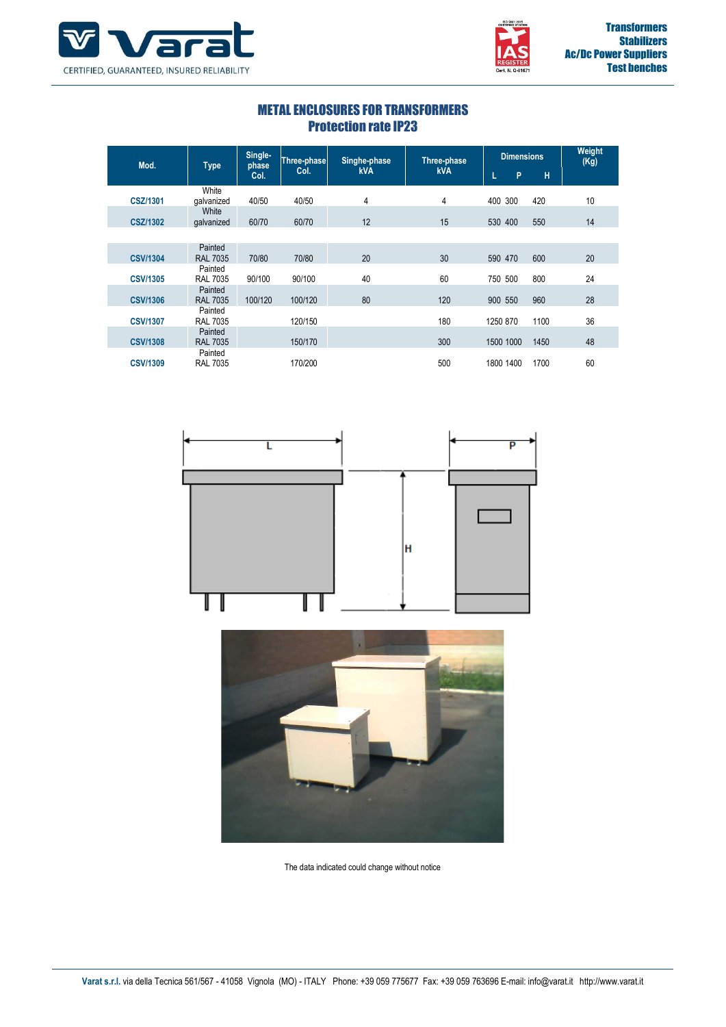# METAL ENCLOSURES FOR TRANSFORMERS
## Protection rate IP23

| Mod. | Type | Single-phase Col. | Three-phase Col. | Singhe-phase kVA | Three-phase kVA | Dimensions L | P | H | Weight (Kg) |
|---|---|---|---|---|---|---|---|---|---|
| CSZ/1301 | White galvanized | 40/50 | 40/50 | 4 | 4 | 400 | 300 | 420 | 10 |
| CSZ/1302 | White galvanized | 60/70 | 60/70 | 12 | 15 | 530 | 400 | 550 | 14 |
| CSV/1304 | Painted RAL 7035 | 70/80 | 70/80 | 20 | 30 | 590 | 470 | 600 | 20 |
| CSV/1305 | Painted RAL 7035 | 90/100 | 90/100 | 40 | 60 | 750 | 500 | 800 | 24 |
| CSV/1306 | Painted RAL 7035 | 100/120 | 100/120 | 80 | 120 | 900 | 550 | 960 | 28 |
| CSV/1307 | Painted RAL 7035 | | 120/150 | | 180 | 1250 | 870 | 1100 | 36 |
| CSV/1308 | Painted RAL 7035 | | 150/170 | | 300 | 1500 | 1000 | 1450 | 48 |
| CSV/1309 | Painted RAL 7035 | | 170/200 | | 500 | 1800 | 1400 | 1700 | 60 |

L

P

H

The data indicated could change without notice

**Varat s.r.l.** via della Tecnica 561/567 - 41058 Vignola (MO) - ITALY Phone: +39 059 775677 Fax: +39 059 763696 E-mail: info@varat.it http://www.varat.it